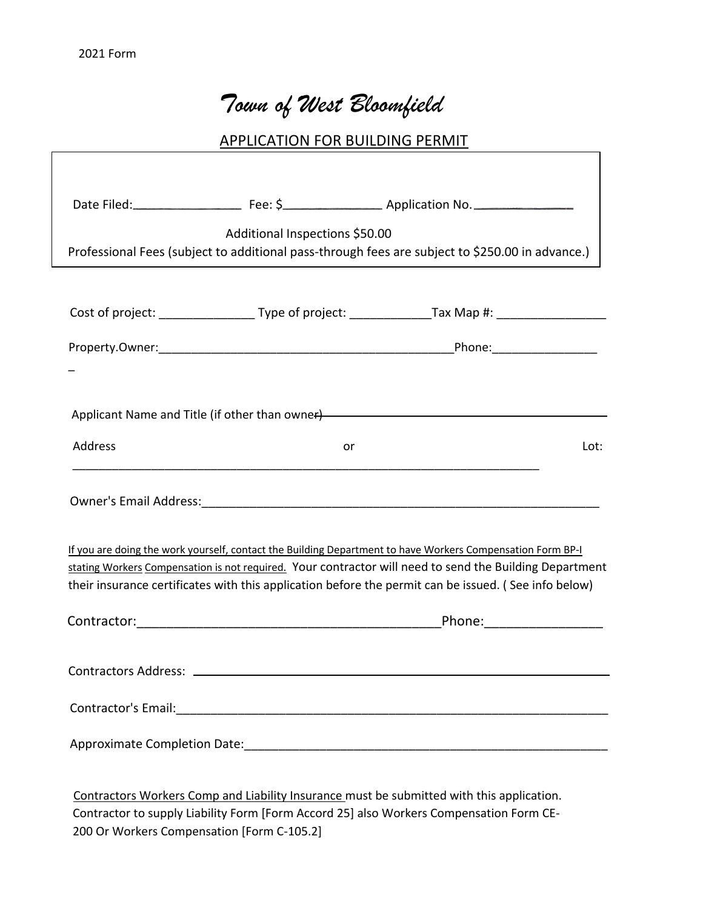2021 Form

# *Town of West Bloomfield*

## APPLICATION FOR BUILDING PERMIT

Date Filed:_______________ Fee: $_______________ Application No. _______________

Additional Inspections $50.00

Professional Fees (subject to additional pass-through fees are subject to $250.00 in advance.)

Cost of project: ______________ Type of project: ____________Tax Map #: ________________

Property.Owner:____________________________________________Phone:________________

_

Applicant Name and Title (if other than owner) ________________________________________

Address or Lot:

__________________________________________________________________________

Owner's Email Address:_____________________________________________________________

If you are doing the work yourself, contact the Building Department to have Workers Compensation Form BP-I stating Workers Compensation is not required. Your contractor will need to send the Building Department their insurance certificates with this application before the permit can be issued. ( See info below)

Contractor:_________________________________________Phone:________________

Contractors Address: ________________________________________________________________

Contractor's Email:___________________________________________________________________

Approximate Completion Date:__________________________________________________________

Contractors Workers Comp and Liability Insurance must be submitted with this application. Contractor to supply Liability Form [Form Accord 25] also Workers Compensation Form CE-200 Or Workers Compensation [Form C-105.2]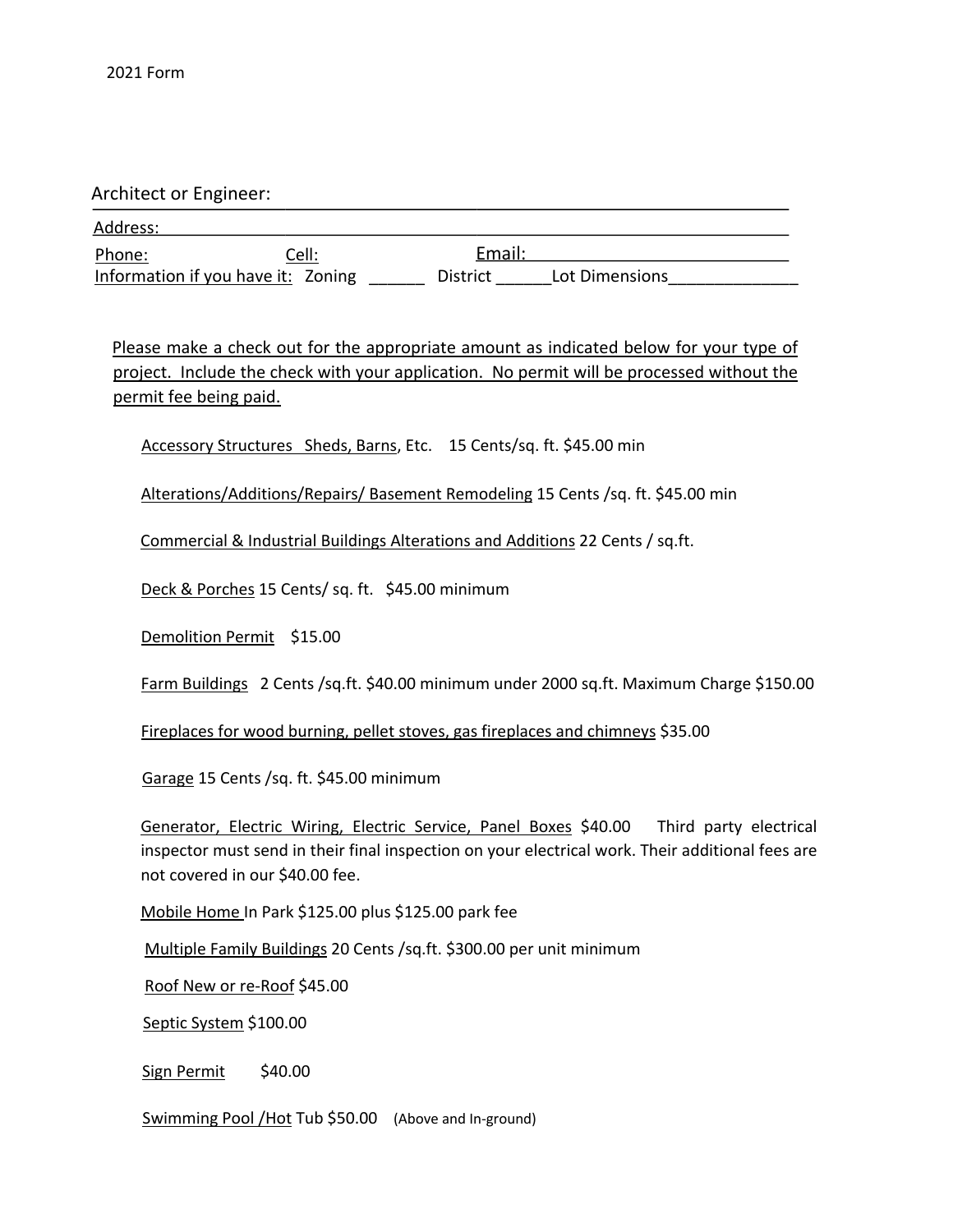2021 Form

Architect or Engineer: ___________________________________________________________

Address: ___________________________________________________________

Phone: Cell: Email: ___________________________

Information if you have it: Zoning ______ District ______Lot Dimensions______________

Please make a check out for the appropriate amount as indicated below for your type of project. Include the check with your application. No permit will be processed without the permit fee being paid.

Accessory Structures Sheds, Barns, Etc. 15 Cents/sq. ft. $45.00 min

Alterations/Additions/Repairs/ Basement Remodeling 15 Cents /sq. ft. $45.00 min

Commercial & Industrial Buildings Alterations and Additions 22 Cents / sq.ft.

Deck & Porches 15 Cents/ sq. ft. $45.00 minimum

Demolition Permit $15.00

Farm Buildings 2 Cents /sq.ft. $40.00 minimum under 2000 sq.ft. Maximum Charge $150.00

Fireplaces for wood burning, pellet stoves, gas fireplaces and chimneys $35.00

Garage 15 Cents /sq. ft. $45.00 minimum

Generator, Electric Wiring, Electric Service, Panel Boxes $40.00 Third party electrical inspector must send in their final inspection on your electrical work. Their additional fees are not covered in our $40.00 fee.

Mobile Home In Park $125.00 plus $125.00 park fee

Multiple Family Buildings 20 Cents /sq.ft. $300.00 per unit minimum

Roof New or re-Roof $45.00

Septic System $100.00

Sign Permit $40.00

Swimming Pool /Hot Tub $50.00 (Above and In-ground)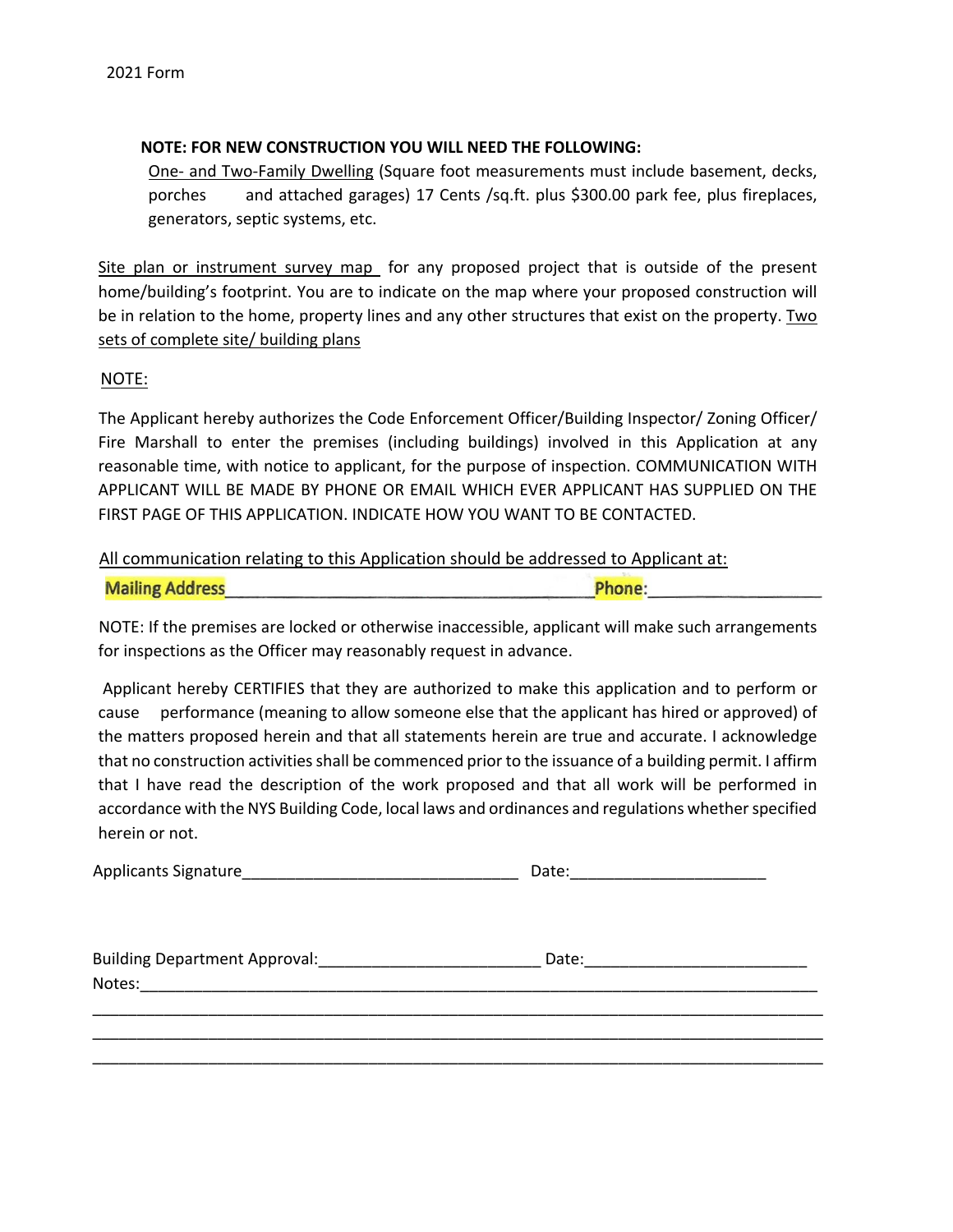2021 Form

**NOTE: FOR NEW CONSTRUCTION YOU WILL NEED THE FOLLOWING:**

One- and Two-Family Dwelling (Square foot measurements must include basement, decks, porches and attached garages) 17 Cents /sq.ft. plus $300.00 park fee, plus fireplaces, generators, septic systems, etc.

Site plan or instrument survey map for any proposed project that is outside of the present home/building's footprint. You are to indicate on the map where your proposed construction will be in relation to the home, property lines and any other structures that exist on the property. Two sets of complete site/ building plans

NOTE:

The Applicant hereby authorizes the Code Enforcement Officer/Building Inspector/ Zoning Officer/ Fire Marshall to enter the premises (including buildings) involved in this Application at any reasonable time, with notice to applicant, for the purpose of inspection. COMMUNICATION WITH APPLICANT WILL BE MADE BY PHONE OR EMAIL WHICH EVER APPLICANT HAS SUPPLIED ON THE FIRST PAGE OF THIS APPLICATION. INDICATE HOW YOU WANT TO BE CONTACTED.

All communication relating to this Application should be addressed to Applicant at:

Mailing Address_________________________________________ Phone:__________________

NOTE: If the premises are locked or otherwise inaccessible, applicant will make such arrangements for inspections as the Officer may reasonably request in advance.

Applicant hereby CERTIFIES that they are authorized to make this application and to perform or cause performance (meaning to allow someone else that the applicant has hired or approved) of the matters proposed herein and that all statements herein are true and accurate. I acknowledge that no construction activities shall be commenced prior to the issuance of a building permit. I affirm that I have read the description of the work proposed and that all work will be performed in accordance with the NYS Building Code, local laws and ordinances and regulations whether specified herein or not.

Applicants Signature_______________________________ Date:______________________

Building Department Approval:_________________________ Date:_________________________

Notes:________________________________________________________________________________

______________________________________________________________________________________

______________________________________________________________________________________

______________________________________________________________________________________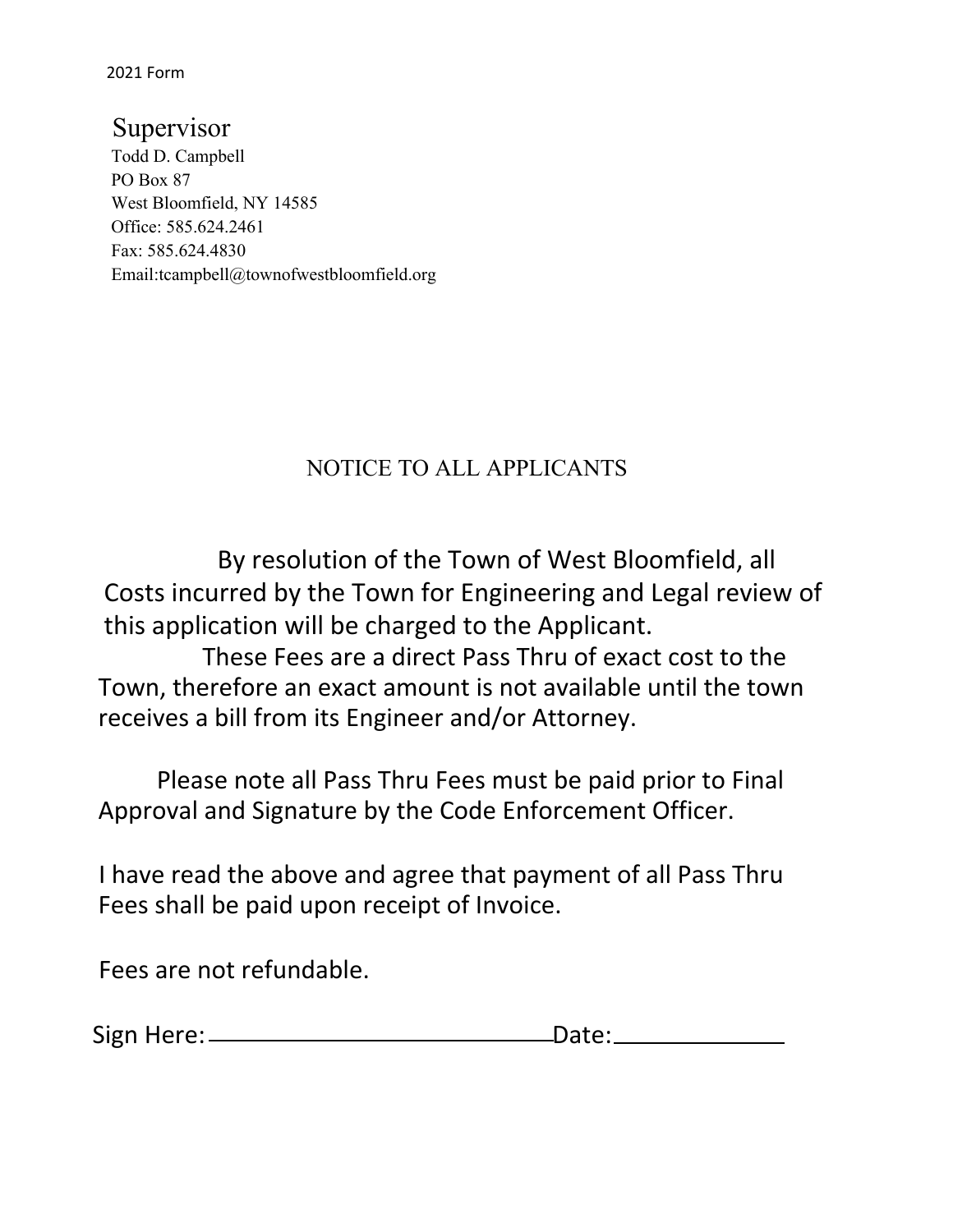2021 Form

Supervisor

Todd D. Campbell
PO Box 87
West Bloomfield, NY 14585
Office: 585.624.2461
Fax: 585.624.4830
Email:tcampbell@townofwestbloomfield.org

# NOTICE TO ALL APPLICANTS

By resolution of the Town of West Bloomfield, all Costs incurred by the Town for Engineering and Legal review of this application will be charged to the Applicant.

These Fees are a direct Pass Thru of exact cost to the Town, therefore an exact amount is not available until the town receives a bill from its Engineer and/or Attorney.

Please note all Pass Thru Fees must be paid prior to Final Approval and Signature by the Code Enforcement Officer.

I have read the above and agree that payment of all Pass Thru Fees shall be paid upon receipt of Invoice.

Fees are not refundable.

Sign Here:____________________________Date:_____________